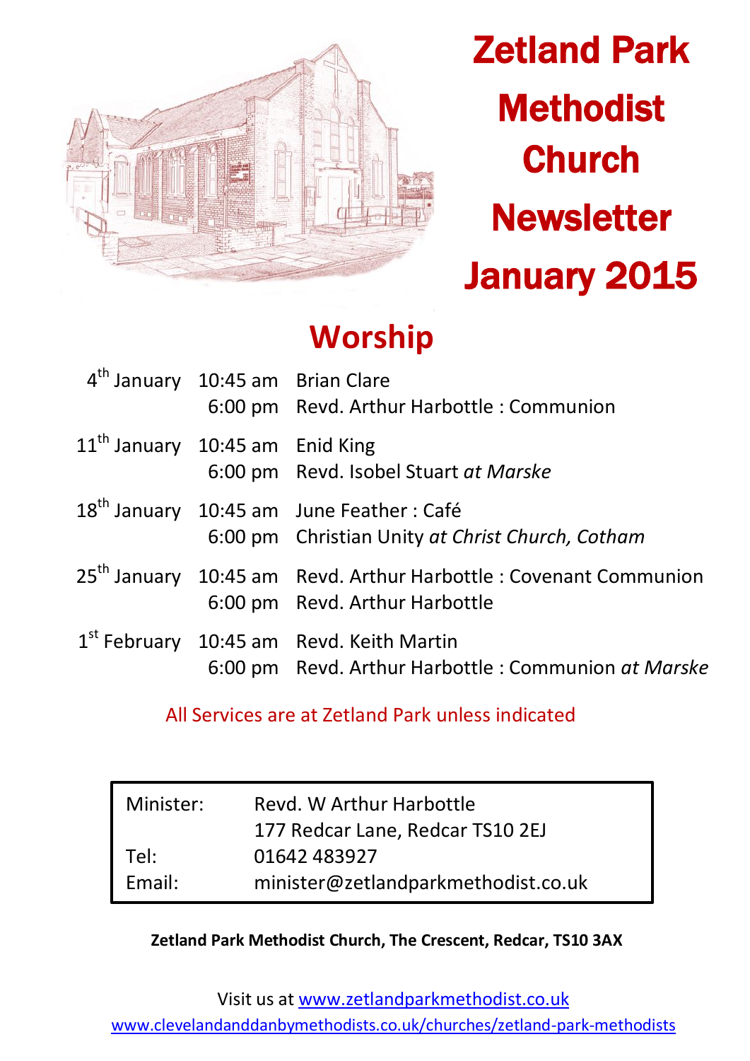# Zetland Park Methodist Church Newsletter January 2015

## Worship

| | | |
|---|---|---|
| 4th January | 10:45 am | Brian Clare |
| | 6:00 pm | Revd. Arthur Harbottle : Communion |
| 11th January | 10:45 am | Enid King |
| | 6:00 pm | Revd. Isobel Stuart *at Marske* |
| 18th January | 10:45 am | June Feather : Café |
| | 6:00 pm | Christian Unity *at Christ Church, Cotham* |
| 25th January | 10:45 am | Revd. Arthur Harbottle : Covenant Communion |
| | 6:00 pm | Revd. Arthur Harbottle |
| 1st February | 10:45 am | Revd. Keith Martin |
| | 6:00 pm | Revd. Arthur Harbottle : Communion *at Marske* |

All Services are at Zetland Park unless indicated

| | |
|---|---|
| Minister: | Revd. W Arthur Harbottle |
| | 177 Redcar Lane, Redcar TS10 2EJ |
| Tel: | 01642 483927 |
| Email: | minister@zetlandparkmethodist.co.uk |

**Zetland Park Methodist Church, The Crescent, Redcar, TS10 3AX**

Visit us at www.zetlandparkmethodist.co.uk

www.clevelandanddanbymethodists.co.uk/churches/zetland-park-methodists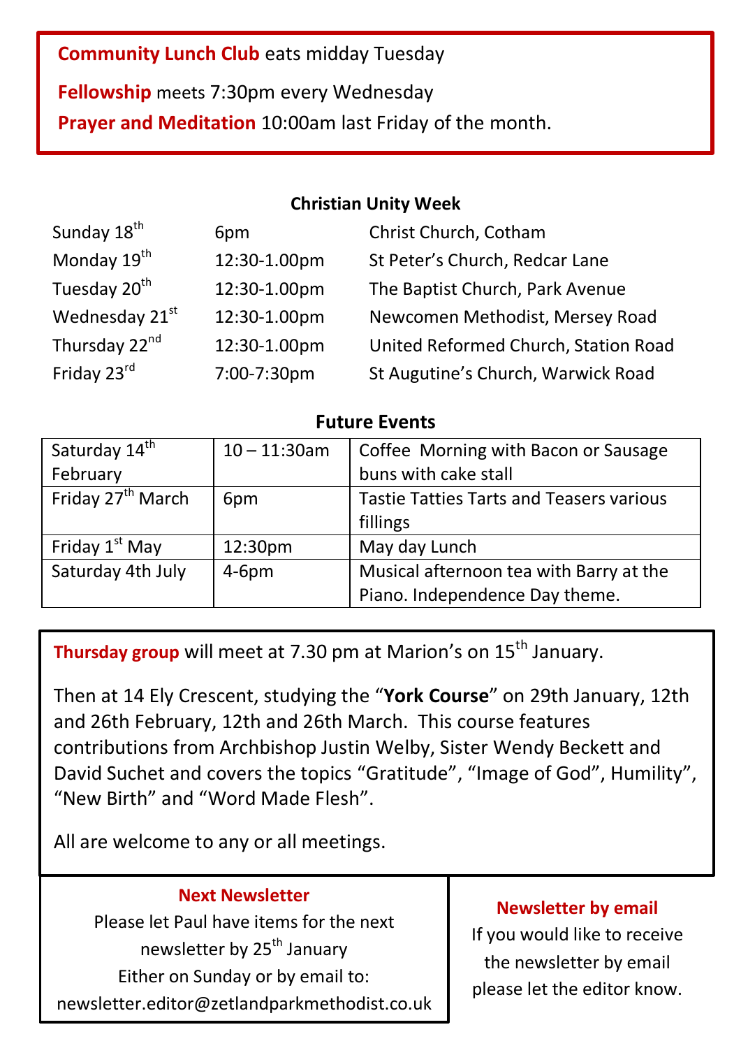**Community Lunch Club** eats midday Tuesday

**Fellowship** meets 7:30pm every Wednesday

**Prayer and Meditation** 10:00am last Friday of the month.

### Christian Unity Week

| | | |
|---|---|---|
| Sunday 18th | 6pm | Christ Church, Cotham |
| Monday 19th | 12:30-1.00pm | St Peter's Church, Redcar Lane |
| Tuesday 20th | 12:30-1.00pm | The Baptist Church, Park Avenue |
| Wednesday 21st | 12:30-1.00pm | Newcomen Methodist, Mersey Road |
| Thursday 22nd | 12:30-1.00pm | United Reformed Church, Station Road |
| Friday 23rd | 7:00-7:30pm | St Augutine's Church, Warwick Road |

### Future Events

| | | |
|---|---|---|
| Saturday 14th February | 10 – 11:30am | Coffee Morning with Bacon or Sausage buns with cake stall |
| Friday 27th March | 6pm | Tastie Tatties Tarts and Teasers various fillings |
| Friday 1st May | 12:30pm | May day Lunch |
| Saturday 4th July | 4-6pm | Musical afternoon tea with Barry at the Piano. Independence Day theme. |

**Thursday group** will meet at 7.30 pm at Marion's on 15th January.

Then at 14 Ely Crescent, studying the "**York Course**" on 29th January, 12th and 26th February, 12th and 26th March. This course features contributions from Archbishop Justin Welby, Sister Wendy Beckett and David Suchet and covers the topics "Gratitude", "Image of God", Humility", "New Birth" and "Word Made Flesh".

All are welcome to any or all meetings.

**Next Newsletter**

Please let Paul have items for the next newsletter by 25th January
Either on Sunday or by email to:
newsletter.editor@zetlandparkmethodist.co.uk

**Newsletter by email**

If you would like to receive the newsletter by email please let the editor know.